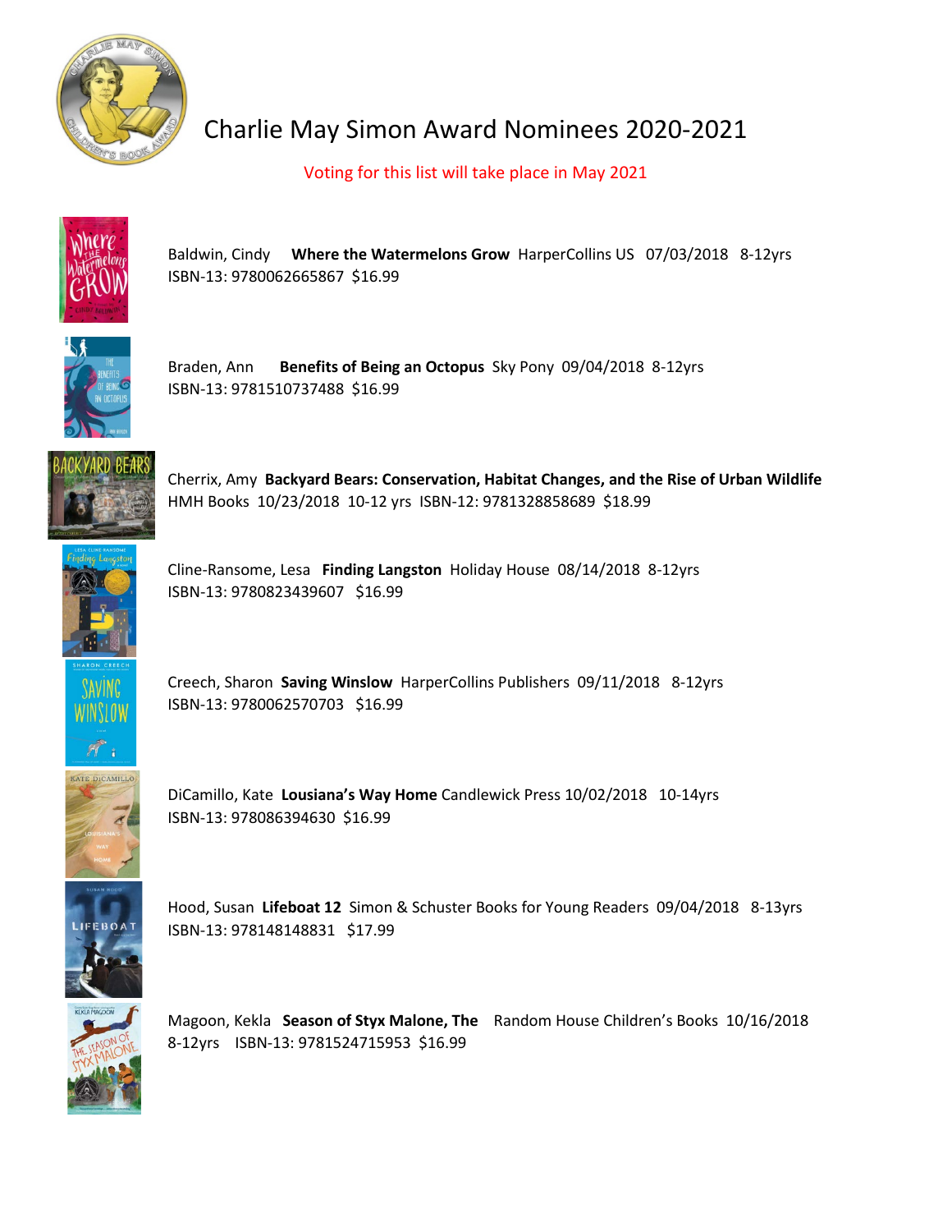# Charlie May Simon Award Nominees 2020-2021

Voting for this list will take place in May 2021

Baldwin, Cindy **Where the Watermelons Grow** HarperCollins US 07/03/2018 8-12yrs
ISBN-13: 9780062665867 $16.99

Braden, Ann **Benefits of Being an Octopus** Sky Pony 09/04/2018 8-12yrs
ISBN-13: 9781510737488 $16.99

Cherrix, Amy **Backyard Bears: Conservation, Habitat Changes, and the Rise of Urban Wildlife**
HMH Books 10/23/2018 10-12 yrs ISBN-12: 9781328858689 $18.99

Cline-Ransome, Lesa **Finding Langston** Holiday House 08/14/2018 8-12yrs
ISBN-13: 9780823439607 $16.99

Creech, Sharon **Saving Winslow** HarperCollins Publishers 09/11/2018 8-12yrs
ISBN-13: 9780062570703 $16.99

DiCamillo, Kate **Lousiana's Way Home** Candlewick Press 10/02/2018 10-14yrs
ISBN-13: 978086394630 $16.99

Hood, Susan **Lifeboat 12** Simon & Schuster Books for Young Readers 09/04/2018 8-13yrs
ISBN-13: 978148148831 $17.99

Magoon, Kekla **Season of Styx Malone, The** Random House Children's Books 10/16/2018
8-12yrs ISBN-13: 9781524715953 $16.99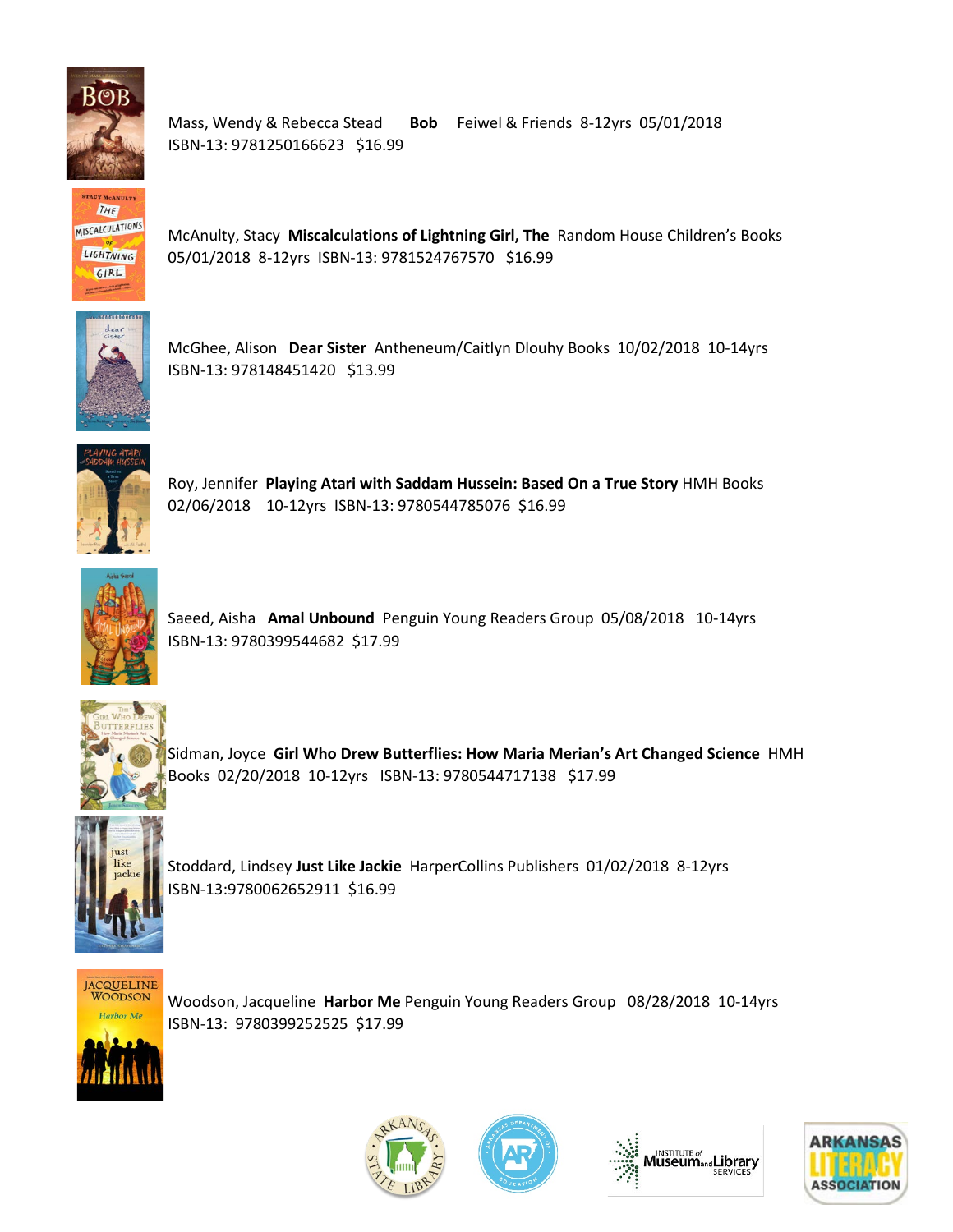Mass, Wendy & Rebecca Stead **Bob** Feiwel & Friends 8-12yrs 05/01/2018
ISBN-13: 9781250166623 $16.99

McAnulty, Stacy **Miscalculations of Lightning Girl, The** Random House Children's Books
05/01/2018 8-12yrs ISBN-13: 9781524767570 $16.99

McGhee, Alison **Dear Sister** Antheneum/Caitlyn Dlouhy Books 10/02/2018 10-14yrs
ISBN-13: 978148451420 $13.99

Roy, Jennifer **Playing Atari with Saddam Hussein: Based On a True Story** HMH Books
02/06/2018 10-12yrs ISBN-13: 9780544785076 $16.99

Saeed, Aisha **Amal Unbound** Penguin Young Readers Group 05/08/2018 10-14yrs
ISBN-13: 9780399544682 $17.99

Sidman, Joyce **Girl Who Drew Butterflies: How Maria Merian's Art Changed Science** HMH
Books 02/20/2018 10-12yrs ISBN-13: 9780544717138 $17.99

Stoddard, Lindsey **Just Like Jackie** HarperCollins Publishers 01/02/2018 8-12yrs
ISBN-13:9780062652911 $16.99

Woodson, Jacqueline **Harbor Me** Penguin Young Readers Group 08/28/2018 10-14yrs
ISBN-13: 9780399252525 $17.99